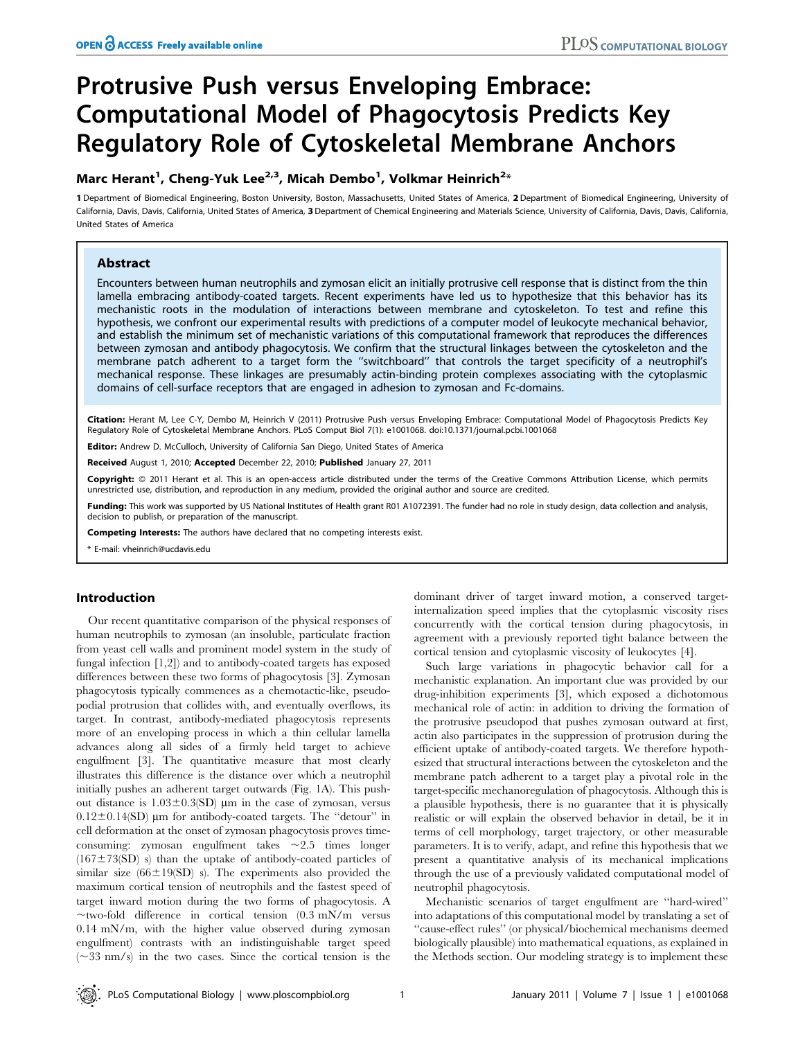# Protrusive Push versus Enveloping Embrace: Computational Model of Phagocytosis Predicts Key Regulatory Role of Cytoskeletal Membrane Anchors

**Marc Herant[1], Cheng-Yuk Lee[2,3], Micah Dembo[1], Volkmar Heinrich[2]***

1 Department of Biomedical Engineering, Boston University, Boston, Massachusetts, United States of America, 2 Department of Biomedical Engineering, University of California, Davis, Davis, California, United States of America, 3 Department of Chemical Engineering and Materials Science, University of California, Davis, Davis, California, United States of America

## Abstract

Encounters between human neutrophils and zymosan elicit an initially protrusive cell response that is distinct from the thin lamella embracing antibody-coated targets. Recent experiments have led us to hypothesize that this behavior has its mechanistic roots in the modulation of interactions between membrane and cytoskeleton. To test and refine this hypothesis, we confront our experimental results with predictions of a computer model of leukocyte mechanical behavior, and establish the minimum set of mechanistic variations of this computational framework that reproduces the differences between zymosan and antibody phagocytosis. We confirm that the structural linkages between the cytoskeleton and the membrane patch adherent to a target form the "switchboard" that controls the target specificity of a neutrophil's mechanical response. These linkages are presumably actin-binding protein complexes associating with the cytoplasmic domains of cell-surface receptors that are engaged in adhesion to zymosan and Fc-domains.

**Citation:** Herant M, Lee C-Y, Dembo M, Heinrich V (2011) Protrusive Push versus Enveloping Embrace: Computational Model of Phagocytosis Predicts Key Regulatory Role of Cytoskeletal Membrane Anchors. PLoS Comput Biol 7(1): e1001068. doi:10.1371/journal.pcbi.1001068

**Editor:** Andrew D. McCulloch, University of California San Diego, United States of America

**Received** August 1, 2010; **Accepted** December 22, 2010; **Published** January 27, 2011

**Copyright:** © 2011 Herant et al. This is an open-access article distributed under the terms of the Creative Commons Attribution License, which permits unrestricted use, distribution, and reproduction in any medium, provided the original author and source are credited.

**Funding:** This work was supported by US National Institutes of Health grant R01 A1072391. The funder had no role in study design, data collection and analysis, decision to publish, or preparation of the manuscript.

**Competing Interests:** The authors have declared that no competing interests exist.

* E-mail: vheinrich@ucdavis.edu

## Introduction

Our recent quantitative comparison of the physical responses of human neutrophils to zymosan (an insoluble, particulate fraction from yeast cell walls and prominent model system in the study of fungal infection [1,2]) and to antibody-coated targets has exposed differences between these two forms of phagocytosis [3]. Zymosan phagocytosis typically commences as a chemotactic-like, pseudopodial protrusion that collides with, and eventually overflows, its target. In contrast, antibody-mediated phagocytosis represents more of an enveloping process in which a thin cellular lamella advances along all sides of a firmly held target to achieve engulfment [3]. The quantitative measure that most clearly illustrates this difference is the distance over which a neutrophil initially pushes an adherent target outwards (Fig. 1A). This push-out distance is $1.03\pm0.3$(SD) μm in the case of zymosan, versus $0.12\pm0.14$(SD) μm for antibody-coated targets. The "detour" in cell deformation at the onset of zymosan phagocytosis proves time-consuming: zymosan engulfment takes ~2.5 times longer ($167\pm73$(SD) s) than the uptake of antibody-coated particles of similar size ($66\pm19$(SD) s). The experiments also provided the maximum cortical tension of neutrophils and the fastest speed of target inward motion during the two forms of phagocytosis. A ~two-fold difference in cortical tension (0.3 mN/m versus 0.14 mN/m, with the higher value observed during zymosan engulfment) contrasts with an indistinguishable target speed (~33 nm/s) in the two cases. Since the cortical tension is the dominant driver of target inward motion, a conserved target-internalization speed implies that the cytoplasmic viscosity rises concurrently with the cortical tension during phagocytosis, in agreement with a previously reported tight balance between the cortical tension and cytoplasmic viscosity of leukocytes [4].

Such large variations in phagocytic behavior call for a mechanistic explanation. An important clue was provided by our drug-inhibition experiments [3], which exposed a dichotomous mechanical role of actin: in addition to driving the formation of the protrusive pseudopod that pushes zymosan outward at first, actin also participates in the suppression of protrusion during the efficient uptake of antibody-coated targets. We therefore hypothesized that structural interactions between the cytoskeleton and the membrane patch adherent to a target play a pivotal role in the target-specific mechanoregulation of phagocytosis. Although this is a plausible hypothesis, there is no guarantee that it is physically realistic or will explain the observed behavior in detail, be it in terms of cell morphology, target trajectory, or other measurable parameters. It is to verify, adapt, and refine this hypothesis that we present a quantitative analysis of its mechanical implications through the use of a previously validated computational model of neutrophil phagocytosis.

Mechanistic scenarios of target engulfment are "hard-wired" into adaptations of this computational model by translating a set of "cause-effect rules" (or physical/biochemical mechanisms deemed biologically plausible) into mathematical equations, as explained in the Methods section. Our modeling strategy is to implement these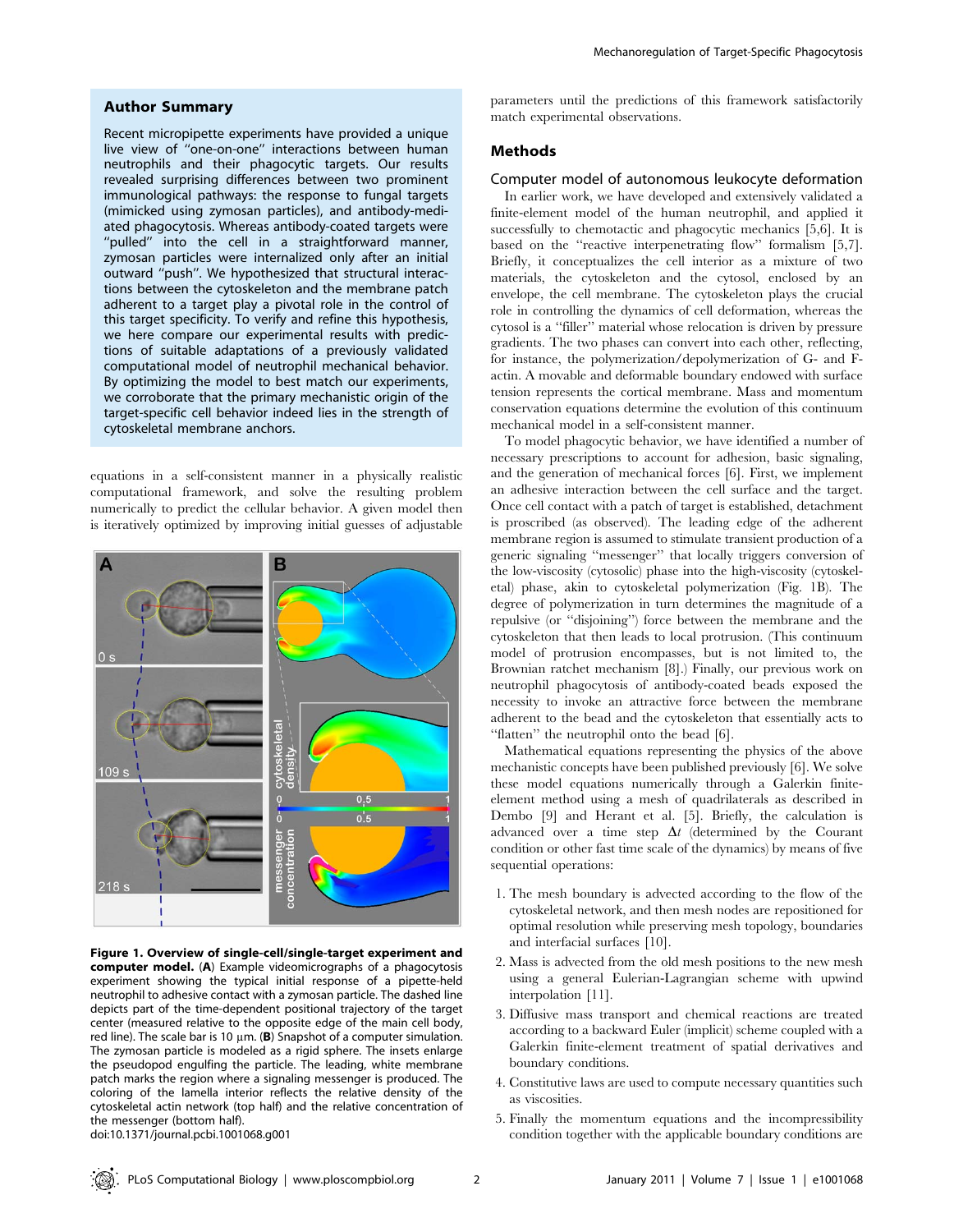## Author Summary

Recent micropipette experiments have provided a unique live view of "one-on-one" interactions between human neutrophils and their phagocytic targets. Our results revealed surprising differences between two prominent immunological pathways: the response to fungal targets (mimicked using zymosan particles), and antibody-mediated phagocytosis. Whereas antibody-coated targets were "pulled" into the cell in a straightforward manner, zymosan particles were internalized only after an initial outward "push". We hypothesized that structural interactions between the cytoskeleton and the membrane patch adherent to a target play a pivotal role in the control of this target specificity. To verify and refine this hypothesis, we here compare our experimental results with predictions of suitable adaptations of a previously validated computational model of neutrophil mechanical behavior. By optimizing the model to best match our experiments, we corroborate that the primary mechanistic origin of the target-specific cell behavior indeed lies in the strength of cytoskeletal membrane anchors.

equations in a self-consistent manner in a physically realistic computational framework, and solve the resulting problem numerically to predict the cellular behavior. A given model then is iteratively optimized by improving initial guesses of adjustable parameters until the predictions of this framework satisfactorily match experimental observations.

A
0 s
109 s
218 s
B
cytoskeletal density
0 0,5 1
0 0.5 1
messenger concentration

**Figure 1. Overview of single-cell/single-target experiment and computer model.** (**A**) Example videomicrographs of a phagocytosis experiment showing the typical initial response of a pipette-held neutrophil to adhesive contact with a zymosan particle. The dashed line depicts part of the time-dependent positional trajectory of the target center (measured relative to the opposite edge of the main cell body, red line). The scale bar is 10 µm. (**B**) Snapshot of a computer simulation. The zymosan particle is modeled as a rigid sphere. The insets enlarge the pseudopod engulfing the particle. The leading, white membrane patch marks the region where a signaling messenger is produced. The coloring of the lamella interior reflects the relative density of the cytoskeletal actin network (top half) and the relative concentration of the messenger (bottom half).
doi:10.1371/journal.pcbi.1001068.g001

## Methods

### Computer model of autonomous leukocyte deformation

In earlier work, we have developed and extensively validated a finite-element model of the human neutrophil, and applied it successfully to chemotactic and phagocytic mechanics [5,6]. It is based on the "reactive interpenetrating flow" formalism [5,7]. Briefly, it conceptualizes the cell interior as a mixture of two materials, the cytoskeleton and the cytosol, enclosed by an envelope, the cell membrane. The cytoskeleton plays the crucial role in controlling the dynamics of cell deformation, whereas the cytosol is a "filler" material whose relocation is driven by pressure gradients. The two phases can convert into each other, reflecting, for instance, the polymerization/depolymerization of G- and F-actin. A movable and deformable boundary endowed with surface tension represents the cortical membrane. Mass and momentum conservation equations determine the evolution of this continuum mechanical model in a self-consistent manner.

To model phagocytic behavior, we have identified a number of necessary prescriptions to account for adhesion, basic signaling, and the generation of mechanical forces [6]. First, we implement an adhesive interaction between the cell surface and the target. Once cell contact with a patch of target is established, detachment is proscribed (as observed). The leading edge of the adherent membrane region is assumed to stimulate transient production of a generic signaling "messenger" that locally triggers conversion of the low-viscosity (cytosolic) phase into the high-viscosity (cytoskeletal) phase, akin to cytoskeletal polymerization (Fig. 1B). The degree of polymerization in turn determines the magnitude of a repulsive (or "disjoining") force between the membrane and the cytoskeleton that then leads to local protrusion. (This continuum model of protrusion encompasses, but is not limited to, the Brownian ratchet mechanism [8].) Finally, our previous work on neutrophil phagocytosis of antibody-coated beads exposed the necessity to invoke an attractive force between the membrane adherent to the bead and the cytoskeleton that essentially acts to "flatten" the neutrophil onto the bead [6].

Mathematical equations representing the physics of the above mechanistic concepts have been published previously [6]. We solve these model equations numerically through a Galerkin finite-element method using a mesh of quadrilaterals as described in Dembo [9] and Herant et al. [5]. Briefly, the calculation is advanced over a time step $\Delta t$ (determined by the Courant condition or other fast time scale of the dynamics) by means of five sequential operations:

1. The mesh boundary is advected according to the flow of the cytoskeletal network, and then mesh nodes are repositioned for optimal resolution while preserving mesh topology, boundaries and interfacial surfaces [10].
2. Mass is advected from the old mesh positions to the new mesh using a general Eulerian-Lagrangian scheme with upwind interpolation [11].
3. Diffusive mass transport and chemical reactions are treated according to a backward Euler (implicit) scheme coupled with a Galerkin finite-element treatment of spatial derivatives and boundary conditions.
4. Constitutive laws are used to compute necessary quantities such as viscosities.
5. Finally the momentum equations and the incompressibility condition together with the applicable boundary conditions are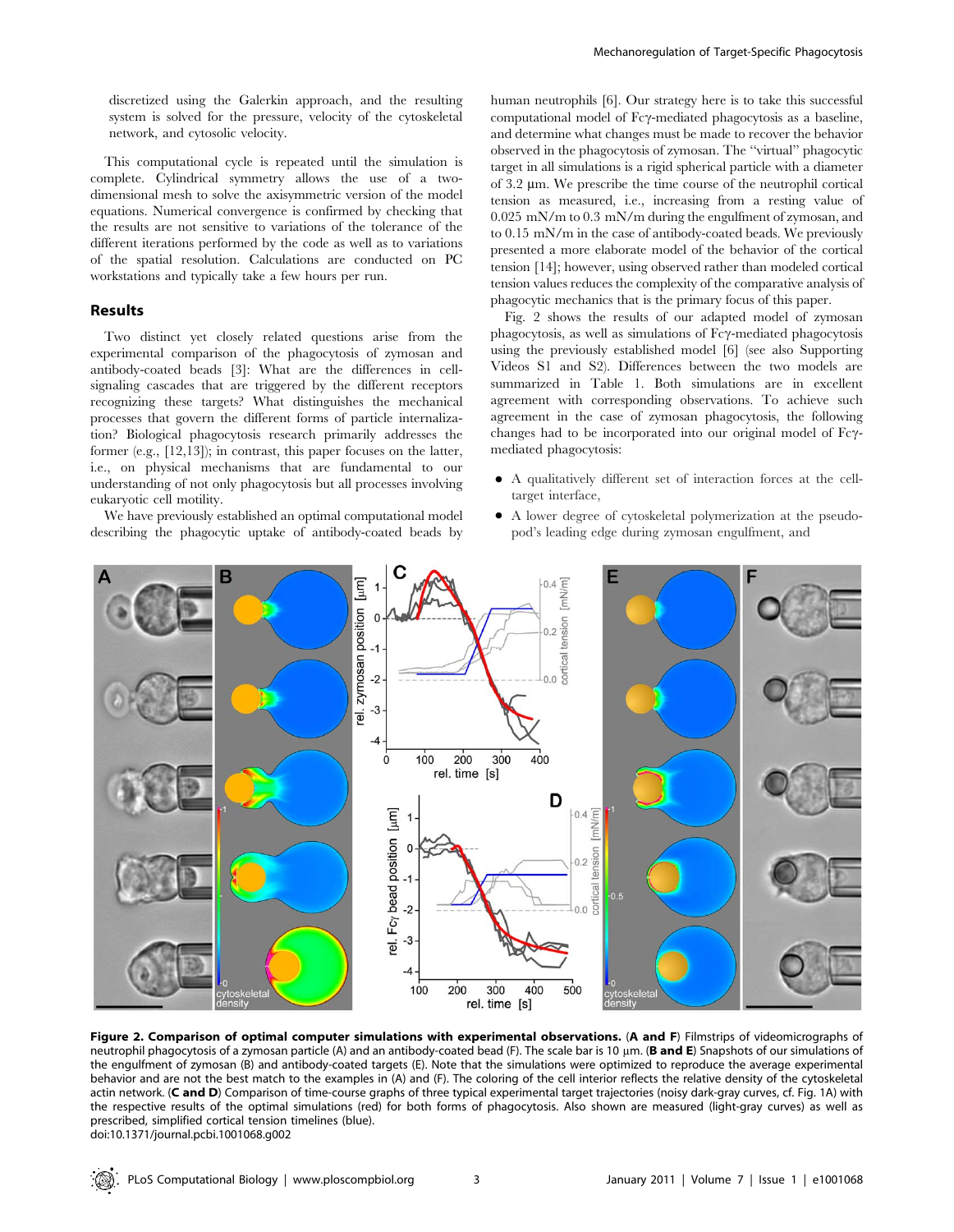discretized using the Galerkin approach, and the resulting system is solved for the pressure, velocity of the cytoskeletal network, and cytosolic velocity.

This computational cycle is repeated until the simulation is complete. Cylindrical symmetry allows the use of a two-dimensional mesh to solve the axisymmetric version of the model equations. Numerical convergence is confirmed by checking that the results are not sensitive to variations of the tolerance of the different iterations performed by the code as well as to variations of the spatial resolution. Calculations are conducted on PC workstations and typically take a few hours per run.

## Results

Two distinct yet closely related questions arise from the experimental comparison of the phagocytosis of zymosan and antibody-coated beads [3]: What are the differences in cell-signaling cascades that are triggered by the different receptors recognizing these targets? What distinguishes the mechanical processes that govern the different forms of particle internalization? Biological phagocytosis research primarily addresses the former (e.g., [12,13]); in contrast, this paper focuses on the latter, i.e., on physical mechanisms that are fundamental to our understanding of not only phagocytosis but all processes involving eukaryotic cell motility.

We have previously established an optimal computational model describing the phagocytic uptake of antibody-coated beads by human neutrophils [6]. Our strategy here is to take this successful computational model of Fcγ-mediated phagocytosis as a baseline, and determine what changes must be made to recover the behavior observed in the phagocytosis of zymosan. The "virtual" phagocytic target in all simulations is a rigid spherical particle with a diameter of 3.2 µm. We prescribe the time course of the neutrophil cortical tension as measured, i.e., increasing from a resting value of 0.025 mN/m to 0.3 mN/m during the engulfment of zymosan, and to 0.15 mN/m in the case of antibody-coated beads. We previously presented a more elaborate model of the behavior of the cortical tension [14]; however, using observed rather than modeled cortical tension values reduces the complexity of the comparative analysis of phagocytic mechanics that is the primary focus of this paper.

Fig. 2 shows the results of our adapted model of zymosan phagocytosis, as well as simulations of Fcγ-mediated phagocytosis using the previously established model [6] (see also Supporting Videos S1 and S2). Differences between the two models are summarized in Table 1. Both simulations are in excellent agreement with corresponding observations. To achieve such agreement in the case of zymosan phagocytosis, the following changes had to be incorporated into our original model of Fcγ-mediated phagocytosis:

- A qualitatively different set of interaction forces at the cell-target interface,
- A lower degree of cytoskeletal polymerization at the pseudopod's leading edge during zymosan engulfment, and

**Figure 2. Comparison of optimal computer simulations with experimental observations.** (**A and F**) Filmstrips of videomicrographs of neutrophil phagocytosis of a zymosan particle (A) and an antibody-coated bead (F). The scale bar is 10 µm. (**B and E**) Snapshots of our simulations of the engulfment of zymosan (B) and antibody-coated targets (E). Note that the simulations were optimized to reproduce the average experimental behavior and are not the best match to the examples in (A) and (F). The coloring of the cell interior reflects the relative density of the cytoskeletal actin network. (**C and D**) Comparison of time-course graphs of three typical experimental target trajectories (noisy dark-gray curves, cf. Fig. 1A) with the respective results of the optimal simulations (red) for both forms of phagocytosis. Also shown are measured (light-gray curves) as well as prescribed, simplified cortical tension timelines (blue).
doi:10.1371/journal.pcbi.1001068.g002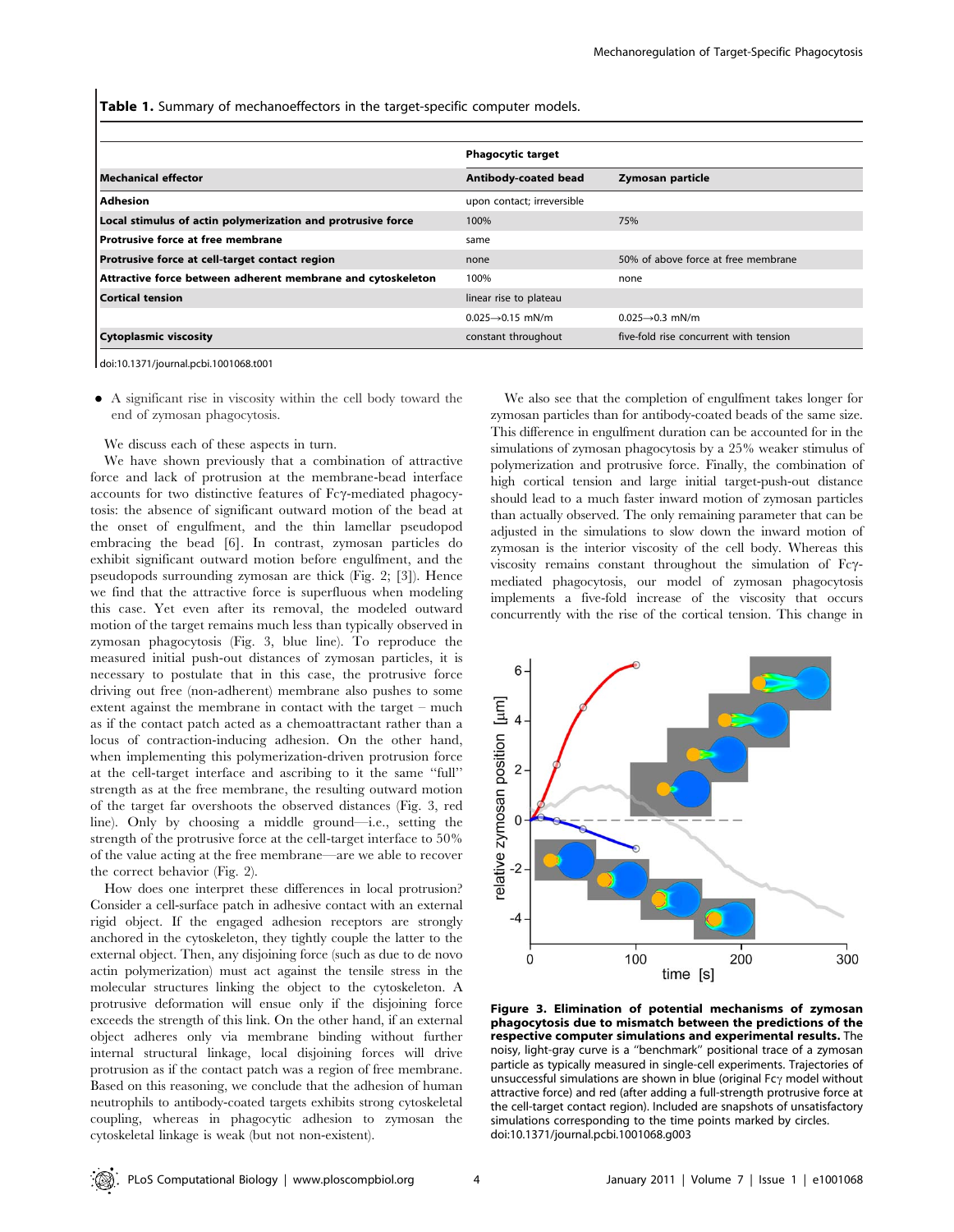**Table 1.** Summary of mechanoeffectors in the target-specific computer models.

| | Phagocytic target | |
|---|---|---|
| **Mechanical effector** | **Antibody-coated bead** | **Zymosan particle** |
| **Adhesion** | upon contact; irreversible | |
| **Local stimulus of actin polymerization and protrusive force** | 100% | 75% |
| **Protrusive force at free membrane** | same | |
| **Protrusive force at cell-target contact region** | none | 50% of above force at free membrane |
| **Attractive force between adherent membrane and cytoskeleton** | 100% | none |
| **Cortical tension** | linear rise to plateau | |
| | 0.025→0.15 mN/m | 0.025→0.3 mN/m |
| **Cytoplasmic viscosity** | constant throughout | five-fold rise concurrent with tension |

doi:10.1371/journal.pcbi.1001068.t001

- A significant rise in viscosity within the cell body toward the end of zymosan phagocytosis.

We discuss each of these aspects in turn.

We have shown previously that a combination of attractive force and lack of protrusion at the membrane-bead interface accounts for two distinctive features of Fcγ-mediated phagocytosis: the absence of significant outward motion of the bead at the onset of engulfment, and the thin lamellar pseudopod embracing the bead [6]. In contrast, zymosan particles do exhibit significant outward motion before engulfment, and the pseudopods surrounding zymosan are thick (Fig. 2; [3]). Hence we find that the attractive force is superfluous when modeling this case. Yet even after its removal, the modeled outward motion of the target remains much less than typically observed in zymosan phagocytosis (Fig. 3, blue line). To reproduce the measured initial push-out distances of zymosan particles, it is necessary to postulate that in this case, the protrusive force driving out free (non-adherent) membrane also pushes to some extent against the membrane in contact with the target – much as if the contact patch acted as a chemoattractant rather than a locus of contraction-inducing adhesion. On the other hand, when implementing this polymerization-driven protrusion force at the cell-target interface and ascribing to it the same "full" strength as at the free membrane, the resulting outward motion of the target far overshoots the observed distances (Fig. 3, red line). Only by choosing a middle ground—i.e., setting the strength of the protrusive force at the cell-target interface to 50% of the value acting at the free membrane—are we able to recover the correct behavior (Fig. 2).

How does one interpret these differences in local protrusion? Consider a cell-surface patch in adhesive contact with an external rigid object. If the engaged adhesion receptors are strongly anchored in the cytoskeleton, they tightly couple the latter to the external object. Then, any disjoining force (such as due to de novo actin polymerization) must act against the tensile stress in the molecular structures linking the object to the cytoskeleton. A protrusive deformation will ensue only if the disjoining force exceeds the strength of this link. On the other hand, if an external object adheres only via membrane binding without further internal structural linkage, local disjoining forces will drive protrusion as if the contact patch was a region of free membrane. Based on this reasoning, we conclude that the adhesion of human neutrophils to antibody-coated targets exhibits strong cytoskeletal coupling, whereas in phagocytic adhesion to zymosan the cytoskeletal linkage is weak (but not non-existent).

We also see that the completion of engulfment takes longer for zymosan particles than for antibody-coated beads of the same size. This difference in engulfment duration can be accounted for in the simulations of zymosan phagocytosis by a 25% weaker stimulus of polymerization and protrusive force. Finally, the combination of high cortical tension and large initial target-push-out distance should lead to a much faster inward motion of zymosan particles than actually observed. The only remaining parameter that can be adjusted in the simulations to slow down the inward motion of zymosan is the interior viscosity of the cell body. Whereas this viscosity remains constant throughout the simulation of Fcγ-mediated phagocytosis, our model of zymosan phagocytosis implements a five-fold increase of the viscosity that occurs concurrently with the rise of the cortical tension. This change in

relative zymosan position [μm]
6
4
2
0
-2
-4
0
100
200
300
time [s]

**Figure 3. Elimination of potential mechanisms of zymosan phagocytosis due to mismatch between the predictions of the respective computer simulations and experimental results.** The noisy, light-gray curve is a "benchmark" positional trace of a zymosan particle as typically measured in single-cell experiments. Trajectories of unsuccessful simulations are shown in blue (original Fcγ model without attractive force) and red (after adding a full-strength protrusive force at the cell-target contact region). Included are snapshots of unsatisfactory simulations corresponding to the time points marked by circles.
doi:10.1371/journal.pcbi.1001068.g003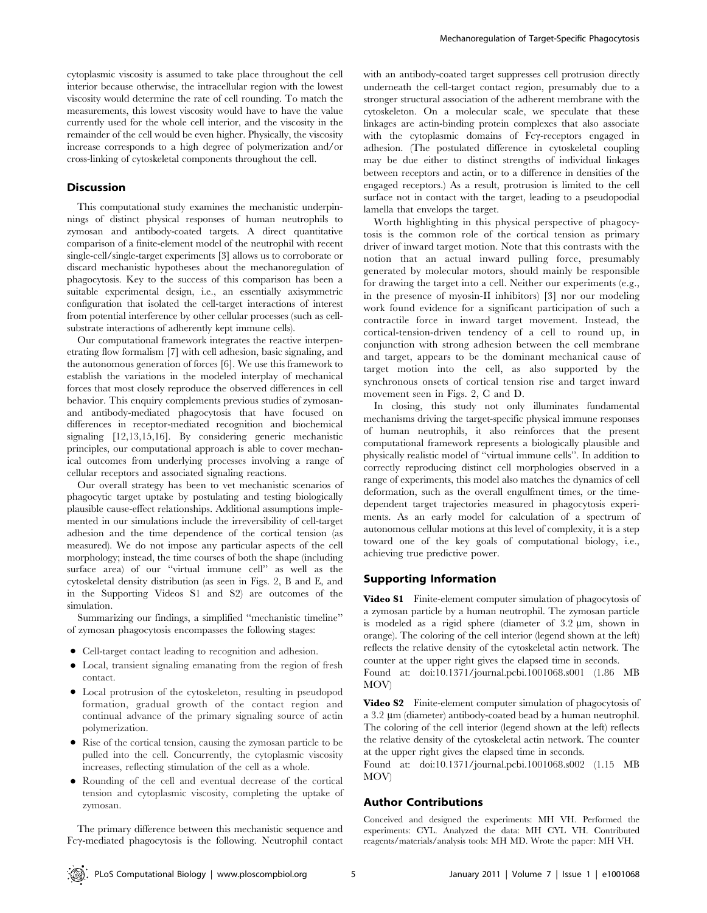cytoplasmic viscosity is assumed to take place throughout the cell interior because otherwise, the intracellular region with the lowest viscosity would determine the rate of cell rounding. To match the measurements, this lowest viscosity would have to have the value currently used for the whole cell interior, and the viscosity in the remainder of the cell would be even higher. Physically, the viscosity increase corresponds to a high degree of polymerization and/or cross-linking of cytoskeletal components throughout the cell.

## Discussion

This computational study examines the mechanistic underpinnings of distinct physical responses of human neutrophils to zymosan and antibody-coated targets. A direct quantitative comparison of a finite-element model of the neutrophil with recent single-cell/single-target experiments [3] allows us to corroborate or discard mechanistic hypotheses about the mechanoregulation of phagocytosis. Key to the success of this comparison has been a suitable experimental design, i.e., an essentially axisymmetric configuration that isolated the cell-target interactions of interest from potential interference by other cellular processes (such as cell-substrate interactions of adherently kept immune cells).

Our computational framework integrates the reactive interpenetrating flow formalism [7] with cell adhesion, basic signaling, and the autonomous generation of forces [6]. We use this framework to establish the variations in the modeled interplay of mechanical forces that most closely reproduce the observed differences in cell behavior. This enquiry complements previous studies of zymosan- and antibody-mediated phagocytosis that have focused on differences in receptor-mediated recognition and biochemical signaling [12,13,15,16]. By considering generic mechanistic principles, our computational approach is able to cover mechanical outcomes from underlying processes involving a range of cellular receptors and associated signaling reactions.

Our overall strategy has been to vet mechanistic scenarios of phagocytic target uptake by postulating and testing biologically plausible cause-effect relationships. Additional assumptions implemented in our simulations include the irreversibility of cell-target adhesion and the time dependence of the cortical tension (as measured). We do not impose any particular aspects of the cell morphology; instead, the time courses of both the shape (including surface area) of our "virtual immune cell" as well as the cytoskeletal density distribution (as seen in Figs. 2, B and E, and in the Supporting Videos S1 and S2) are outcomes of the simulation.

Summarizing our findings, a simplified "mechanistic timeline" of zymosan phagocytosis encompasses the following stages:

- Cell-target contact leading to recognition and adhesion.
- Local, transient signaling emanating from the region of fresh contact.
- Local protrusion of the cytoskeleton, resulting in pseudopod formation, gradual growth of the contact region and continual advance of the primary signaling source of actin polymerization.
- Rise of the cortical tension, causing the zymosan particle to be pulled into the cell. Concurrently, the cytoplasmic viscosity increases, reflecting stimulation of the cell as a whole.
- Rounding of the cell and eventual decrease of the cortical tension and cytoplasmic viscosity, completing the uptake of zymosan.

The primary difference between this mechanistic sequence and Fcγ-mediated phagocytosis is the following. Neutrophil contact with an antibody-coated target suppresses cell protrusion directly underneath the cell-target contact region, presumably due to a stronger structural association of the adherent membrane with the cytoskeleton. On a molecular scale, we speculate that these linkages are actin-binding protein complexes that also associate with the cytoplasmic domains of Fcγ-receptors engaged in adhesion. (The postulated difference in cytoskeletal coupling may be due either to distinct strengths of individual linkages between receptors and actin, or to a difference in densities of the engaged receptors.) As a result, protrusion is limited to the cell surface not in contact with the target, leading to a pseudopodial lamella that envelops the target.

Worth highlighting in this physical perspective of phagocytosis is the common role of the cortical tension as primary driver of inward target motion. Note that this contrasts with the notion that an actual inward pulling force, presumably generated by molecular motors, should mainly be responsible for drawing the target into a cell. Neither our experiments (e.g., in the presence of myosin-II inhibitors) [3] nor our modeling work found evidence for a significant participation of such a contractile force in inward target movement. Instead, the cortical-tension-driven tendency of a cell to round up, in conjunction with strong adhesion between the cell membrane and target, appears to be the dominant mechanical cause of target motion into the cell, as also supported by the synchronous onsets of cortical tension rise and target inward movement seen in Figs. 2, C and D.

In closing, this study not only illuminates fundamental mechanisms driving the target-specific physical immune responses of human neutrophils, it also reinforces that the present computational framework represents a biologically plausible and physically realistic model of "virtual immune cells". In addition to correctly reproducing distinct cell morphologies observed in a range of experiments, this model also matches the dynamics of cell deformation, such as the overall engulfment times, or the time-dependent target trajectories measured in phagocytosis experiments. As an early model for calculation of a spectrum of autonomous cellular motions at this level of complexity, it is a step toward one of the key goals of computational biology, i.e., achieving true predictive power.

## Supporting Information

**Video S1** Finite-element computer simulation of phagocytosis of a zymosan particle by a human neutrophil. The zymosan particle is modeled as a rigid sphere (diameter of 3.2 μm, shown in orange). The coloring of the cell interior (legend shown at the left) reflects the relative density of the cytoskeletal actin network. The counter at the upper right gives the elapsed time in seconds.
Found at: doi:10.1371/journal.pcbi.1001068.s001 (1.86 MB MOV)

**Video S2** Finite-element computer simulation of phagocytosis of a 3.2 μm (diameter) antibody-coated bead by a human neutrophil. The coloring of the cell interior (legend shown at the left) reflects the relative density of the cytoskeletal actin network. The counter at the upper right gives the elapsed time in seconds.
Found at: doi:10.1371/journal.pcbi.1001068.s002 (1.15 MB MOV)

## Author Contributions

Conceived and designed the experiments: MH VH. Performed the experiments: CYL. Analyzed the data: MH CYL VH. Contributed reagents/materials/analysis tools: MH MD. Wrote the paper: MH VH.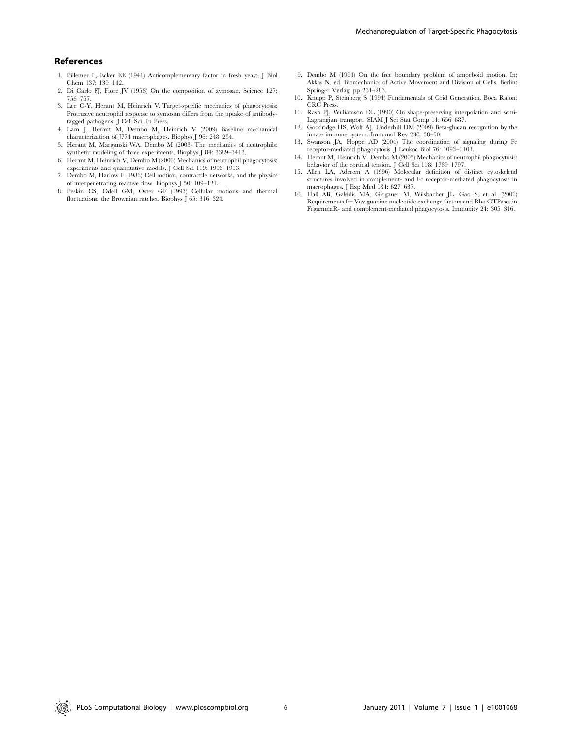## References

1. Pillemer L, Ecker EE (1941) Anticomplementary factor in fresh yeast. J Biol Chem 137: 139–142.
2. Di Carlo FJ, Fiore JV (1958) On the composition of zymosan. Science 127: 756–757.
3. Lee C-Y, Herant M, Heinrich V. Target-specific mechanics of phagocytosis: Protrusive neutrophil response to zymosan differs from the uptake of antibody-tagged pathogens. J Cell Sci. In Press.
4. Lam J, Herant M, Dembo M, Heinrich V (2009) Baseline mechanical characterization of J774 macrophages. Biophys J 96: 248–254.
5. Herant M, Marganski WA, Dembo M (2003) The mechanics of neutrophils: synthetic modeling of three experiments. Biophys J 84: 3389–3413.
6. Herant M, Heinrich V, Dembo M (2006) Mechanics of neutrophil phagocytosis: experiments and quantitative models. J Cell Sci 119: 1903–1913.
7. Dembo M, Harlow F (1986) Cell motion, contractile networks, and the physics of interpenetrating reactive flow. Biophys J 50: 109–121.
8. Peskin CS, Odell GM, Oster GF (1993) Cellular motions and thermal fluctuations: the Brownian ratchet. Biophys J 65: 316–324.
9. Dembo M (1994) On the free boundary problem of amoeboid motion. In: Akkas N, ed. Biomechanics of Active Movement and Division of Cells. Berlin: Springer Verlag. pp 231–283.
10. Knupp P, Steinberg S (1994) Fundamentals of Grid Generation. Boca Raton: CRC Press.
11. Rash PJ, Williamson DL (1990) On shape-preserving interpolation and semi-Lagrangian transport. SIAM J Sci Stat Comp 11: 656–687.
12. Goodridge HS, Wolf AJ, Underhill DM (2009) Beta-glucan recognition by the innate immune system. Immunol Rev 230: 38–50.
13. Swanson JA, Hoppe AD (2004) The coordination of signaling during Fc receptor-mediated phagocytosis. J Leukoc Biol 76: 1093–1103.
14. Herant M, Heinrich V, Dembo M (2005) Mechanics of neutrophil phagocytosis: behavior of the cortical tension. J Cell Sci 118: 1789–1797.
15. Allen LA, Aderem A (1996) Molecular definition of distinct cytoskeletal structures involved in complement- and Fc receptor-mediated phagocytosis in macrophages. J Exp Med 184: 627–637.
16. Hall AB, Gakidis MA, Glogauer M, Wilsbacher JL, Gao S, et al. (2006) Requirements for Vav guanine nucleotide exchange factors and Rho GTPases in FcgammaR- and complement-mediated phagocytosis. Immunity 24: 305–316.